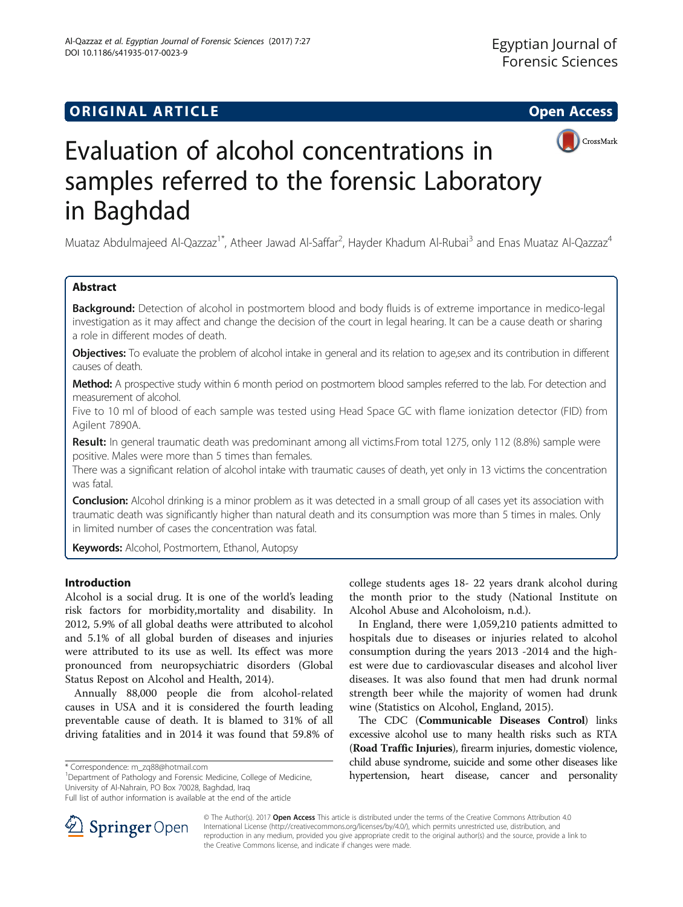# ORIGINAL ARTICLE

# Evaluation of alcohol concentrations in samples referred to the forensic Laboratory in Baghdad

Muataz Abdulmajeed Al-Qazzaz[1*], Atheer Jawad Al-Saffar[2], Hayder Khadum Al-Rubai[3] and Enas Muataz Al-Qazzaz[4]

## Abstract

**Background:** Detection of alcohol in postmortem blood and body fluids is of extreme importance in medico-legal investigation as it may affect and change the decision of the court in legal hearing. It can be a cause death or sharing a role in different modes of death.

**Objectives:** To evaluate the problem of alcohol intake in general and its relation to age,sex and its contribution in different causes of death.

**Method:** A prospective study within 6 month period on postmortem blood samples referred to the lab. For detection and measurement of alcohol.

Five to 10 ml of blood of each sample was tested using Head Space GC with flame ionization detector (FID) from Agilent 7890A.

**Result:** In general traumatic death was predominant among all victims.From total 1275, only 112 (8.8%) sample were positive. Males were more than 5 times than females.

There was a significant relation of alcohol intake with traumatic causes of death, yet only in 13 victims the concentration was fatal.

**Conclusion:** Alcohol drinking is a minor problem as it was detected in a small group of all cases yet its association with traumatic death was significantly higher than natural death and its consumption was more than 5 times in males. Only in limited number of cases the concentration was fatal.

**Keywords:** Alcohol, Postmortem, Ethanol, Autopsy

## Introduction

Alcohol is a social drug. It is one of the world's leading risk factors for morbidity,mortality and disability. In 2012, 5.9% of all global deaths were attributed to alcohol and 5.1% of all global burden of diseases and injuries were attributed to its use as well. Its effect was more pronounced from neuropsychiatric disorders (Global Status Repost on Alcohol and Health, 2014).

Annually 88,000 people die from alcohol-related causes in USA and it is considered the fourth leading preventable cause of death. It is blamed to 31% of all driving fatalities and in 2014 it was found that 59.8% of college students ages 18- 22 years drank alcohol during the month prior to the study (National Institute on Alcohol Abuse and Alcoholoism, n.d.).

In England, there were 1,059,210 patients admitted to hospitals due to diseases or injuries related to alcohol consumption during the years 2013 -2014 and the highest were due to cardiovascular diseases and alcohol liver diseases. It was also found that men had drunk normal strength beer while the majority of women had drunk wine (Statistics on Alcohol, England, 2015).

The CDC (**Communicable Diseases Control**) links excessive alcohol use to many health risks such as RTA (**Road Traffic Injuries**), firearm injuries, domestic violence, child abuse syndrome, suicide and some other diseases like hypertension, heart disease, cancer and personality

\* Correspondence: m_zq88@hotmail.com
[1]Department of Pathology and Forensic Medicine, College of Medicine, University of Al-Nahrain, PO Box 70028, Baghdad, Iraq
Full list of author information is available at the end of the article

© The Author(s). 2017 **Open Access** This article is distributed under the terms of the Creative Commons Attribution 4.0 International License (http://creativecommons.org/licenses/by/4.0/), which permits unrestricted use, distribution, and reproduction in any medium, provided you give appropriate credit to the original author(s) and the source, provide a link to the Creative Commons license, and indicate if changes were made.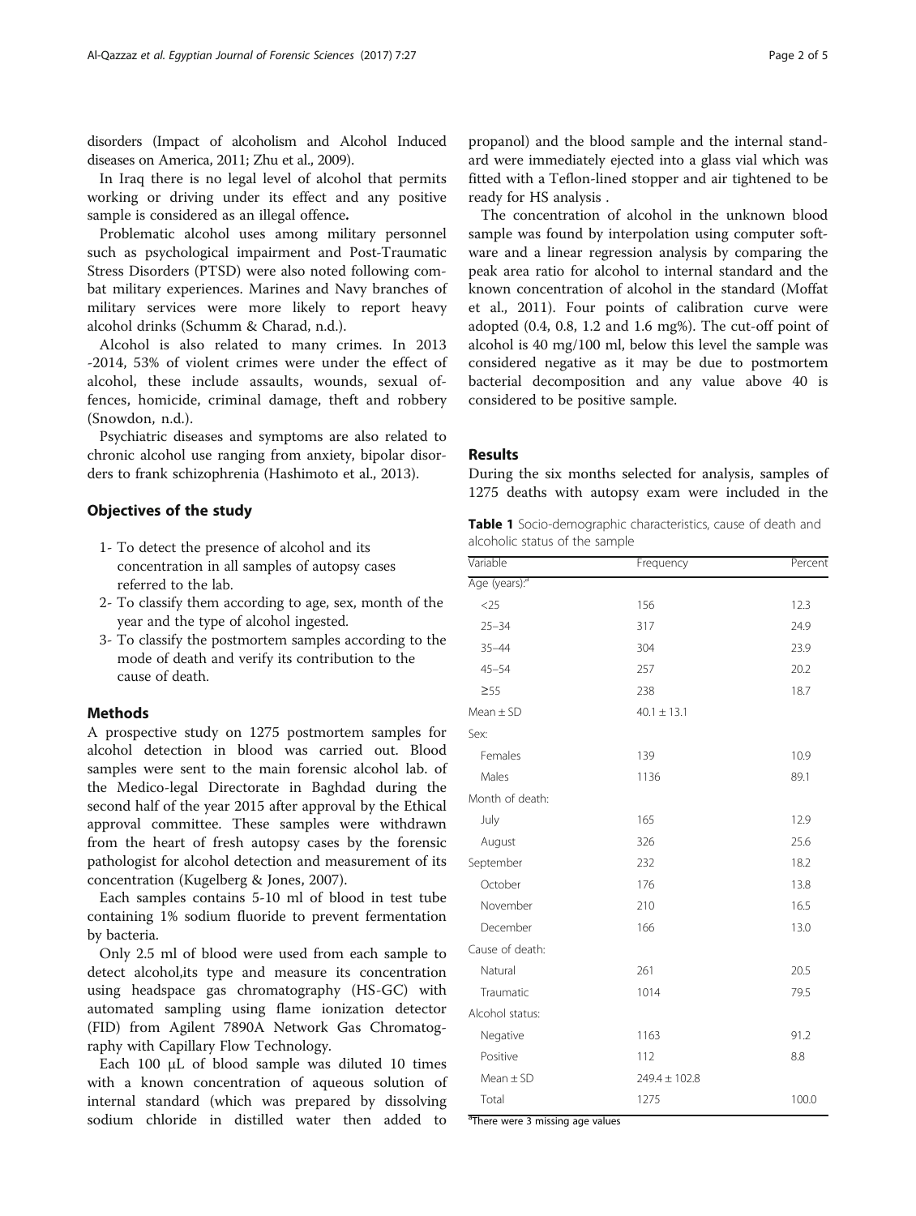disorders (Impact of alcoholism and Alcohol Induced diseases on America, 2011; Zhu et al., 2009).

In Iraq there is no legal level of alcohol that permits working or driving under its effect and any positive sample is considered as an illegal offence**.**

Problematic alcohol uses among military personnel such as psychological impairment and Post-Traumatic Stress Disorders (PTSD) were also noted following combat military experiences. Marines and Navy branches of military services were more likely to report heavy alcohol drinks (Schumm & Charad, n.d.).

Alcohol is also related to many crimes. In 2013 -2014, 53% of violent crimes were under the effect of alcohol, these include assaults, wounds, sexual offences, homicide, criminal damage, theft and robbery (Snowdon, n.d.).

Psychiatric diseases and symptoms are also related to chronic alcohol use ranging from anxiety, bipolar disorders to frank schizophrenia (Hashimoto et al., 2013).

## Objectives of the study

1- To detect the presence of alcohol and its concentration in all samples of autopsy cases referred to the lab.
2- To classify them according to age, sex, month of the year and the type of alcohol ingested.
3- To classify the postmortem samples according to the mode of death and verify its contribution to the cause of death.

## Methods

A prospective study on 1275 postmortem samples for alcohol detection in blood was carried out. Blood samples were sent to the main forensic alcohol lab. of the Medico-legal Directorate in Baghdad during the second half of the year 2015 after approval by the Ethical approval committee. These samples were withdrawn from the heart of fresh autopsy cases by the forensic pathologist for alcohol detection and measurement of its concentration (Kugelberg & Jones, 2007).

Each samples contains 5-10 ml of blood in test tube containing 1% sodium fluoride to prevent fermentation by bacteria.

Only 2.5 ml of blood were used from each sample to detect alcohol,its type and measure its concentration using headspace gas chromatography (HS-GC) with automated sampling using flame ionization detector (FID) from Agilent 7890A Network Gas Chromatography with Capillary Flow Technology.

Each 100 μL of blood sample was diluted 10 times with a known concentration of aqueous solution of internal standard (which was prepared by dissolving sodium chloride in distilled water then added to propanol) and the blood sample and the internal standard were immediately ejected into a glass vial which was fitted with a Teflon-lined stopper and air tightened to be ready for HS analysis .

The concentration of alcohol in the unknown blood sample was found by interpolation using computer software and a linear regression analysis by comparing the peak area ratio for alcohol to internal standard and the known concentration of alcohol in the standard (Moffat et al., 2011). Four points of calibration curve were adopted (0.4, 0.8, 1.2 and 1.6 mg%). The cut-off point of alcohol is 40 mg/100 ml, below this level the sample was considered negative as it may be due to postmortem bacterial decomposition and any value above 40 is considered to be positive sample.

## Results

During the six months selected for analysis, samples of 1275 deaths with autopsy exam were included in the

**Table 1** Socio-demographic characteristics, cause of death and alcoholic status of the sample

| Variable | Frequency | Percent |
|---|---|---|
| Age (years):[a] | | |
| <25 | 156 | 12.3 |
| 25–34 | 317 | 24.9 |
| 35–44 | 304 | 23.9 |
| 45–54 | 257 | 20.2 |
| ≥55 | 238 | 18.7 |
| Mean ± SD | 40.1 ± 13.1 | |
| Sex: | | |
| Females | 139 | 10.9 |
| Males | 1136 | 89.1 |
| Month of death: | | |
| July | 165 | 12.9 |
| August | 326 | 25.6 |
| September | 232 | 18.2 |
| October | 176 | 13.8 |
| November | 210 | 16.5 |
| December | 166 | 13.0 |
| Cause of death: | | |
| Natural | 261 | 20.5 |
| Traumatic | 1014 | 79.5 |
| Alcohol status: | | |
| Negative | 1163 | 91.2 |
| Positive | 112 | 8.8 |
| Mean ± SD | 249.4 ± 102.8 | |
| Total | 1275 | 100.0 |

[a]There were 3 missing age values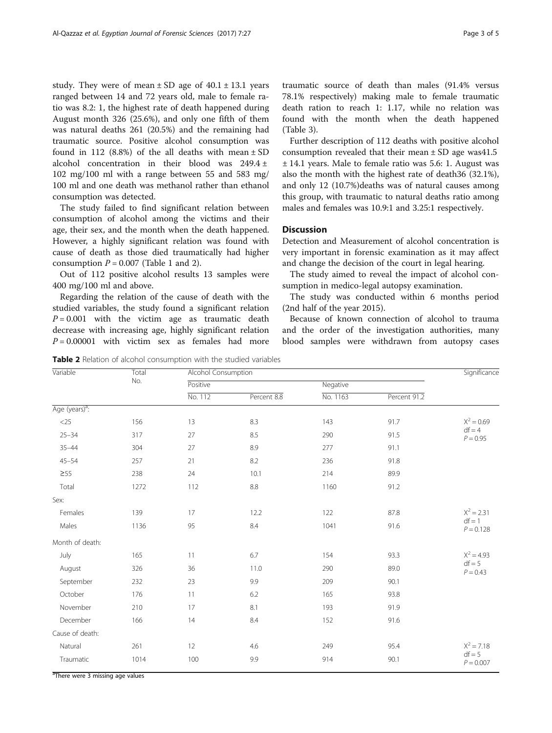study. They were of mean ± SD age of 40.1 ± 13.1 years ranged between 14 and 72 years old, male to female ratio was 8.2: 1, the highest rate of death happened during August month 326 (25.6%), and only one fifth of them was natural deaths 261 (20.5%) and the remaining had traumatic source. Positive alcohol consumption was found in 112 (8.8%) of the all deaths with mean ± SD alcohol concentration in their blood was 249.4 ± 102 mg/100 ml with a range between 55 and 583 mg/100 ml and one death was methanol rather than ethanol consumption was detected.

The study failed to find significant relation between consumption of alcohol among the victims and their age, their sex, and the month when the death happened. However, a highly significant relation was found with cause of death as those died traumatically had higher consumption $P = 0.007$ (Table 1 and 2).

Out of 112 positive alcohol results 13 samples were 400 mg/100 ml and above.

Regarding the relation of the cause of death with the studied variables, the study found a significant relation $P = 0.001$ with the victim age as traumatic death decrease with increasing age, highly significant relation $P = 0.00001$ with victim sex as females had more traumatic source of death than males (91.4% versus 78.1% respectively) making male to female traumatic death ration to reach 1: 1.17, while no relation was found with the month when the death happened (Table 3).

Further description of 112 deaths with positive alcohol consumption revealed that their mean ± SD age was41.5 ± 14.1 years. Male to female ratio was 5.6: 1. August was also the month with the highest rate of death36 (32.1%), and only 12 (10.7%)deaths was of natural causes among this group, with traumatic to natural deaths ratio among males and females was 10.9:1 and 3.25:1 respectively.

## Discussion

Detection and Measurement of alcohol concentration is very important in forensic examination as it may affect and change the decision of the court in legal hearing.

The study aimed to reveal the impact of alcohol consumption in medico-legal autopsy examination.

The study was conducted within 6 months period (2nd half of the year 2015).

Because of known connection of alcohol to trauma and the order of the investigation authorities, many blood samples were withdrawn from autopsy cases

**Table 2** Relation of alcohol consumption with the studied variables

| Variable | Total No. | Alcohol Consumption | | | | Significance |
|---|---|---|---|---|---|---|
| | | Positive | | Negative | | |
| | | No. 112 | Percent 8.8 | No. 1163 | Percent 91.2 | |
| Age (years)[a]: | | | | | | |
| <25 | 156 | 13 | 8.3 | 143 | 91.7 | $X^2 = 0.69$ df = 4 $P = 0.95$ |
| 25–34 | 317 | 27 | 8.5 | 290 | 91.5 | |
| 35–44 | 304 | 27 | 8.9 | 277 | 91.1 | |
| 45–54 | 257 | 21 | 8.2 | 236 | 91.8 | |
| ≥55 | 238 | 24 | 10.1 | 214 | 89.9 | |
| Total | 1272 | 112 | 8.8 | 1160 | 91.2 | |
| Sex: | | | | | | |
| Females | 139 | 17 | 12.2 | 122 | 87.8 | $X^2 = 2.31$ df = 1 $P = 0.128$ |
| Males | 1136 | 95 | 8.4 | 1041 | 91.6 | |
| Month of death: | | | | | | |
| July | 165 | 11 | 6.7 | 154 | 93.3 | $X^2 = 4.93$ df = 5 $P = 0.43$ |
| August | 326 | 36 | 11.0 | 290 | 89.0 | |
| September | 232 | 23 | 9.9 | 209 | 90.1 | |
| October | 176 | 11 | 6.2 | 165 | 93.8 | |
| November | 210 | 17 | 8.1 | 193 | 91.9 | |
| December | 166 | 14 | 8.4 | 152 | 91.6 | |
| Cause of death: | | | | | | |
| Natural | 261 | 12 | 4.6 | 249 | 95.4 | $X^2 = 7.18$ df = 5 $P = 0.007$ |
| Traumatic | 1014 | 100 | 9.9 | 914 | 90.1 | |

[a]There were 3 missing age values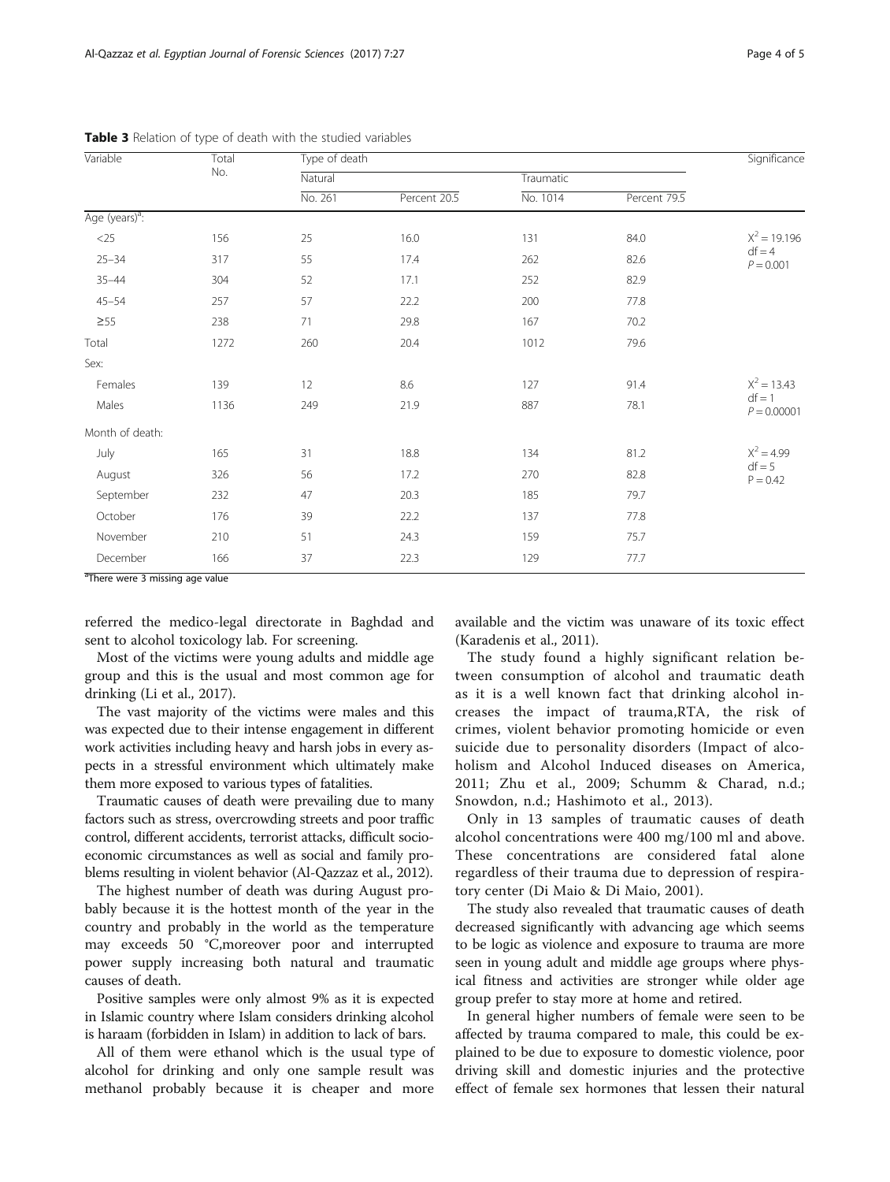**Table 3** Relation of type of death with the studied variables

| Variable | Total No. | Type of death | | | | Significance |
|---|---|---|---|---|---|---|
| | | Natural | | Traumatic | | |
| | | No. 261 | Percent 20.5 | No. 1014 | Percent 79.5 | |
| Age (years)[a]: | | | | | | |
| <25 | 156 | 25 | 16.0 | 131 | 84.0 | $X^2 = 19.196$ df = 4 $P = 0.001$ |
| 25–34 | 317 | 55 | 17.4 | 262 | 82.6 | |
| 35–44 | 304 | 52 | 17.1 | 252 | 82.9 | |
| 45–54 | 257 | 57 | 22.2 | 200 | 77.8 | |
| ≥55 | 238 | 71 | 29.8 | 167 | 70.2 | |
| Total | 1272 | 260 | 20.4 | 1012 | 79.6 | |
| Sex: | | | | | | |
| Females | 139 | 12 | 8.6 | 127 | 91.4 | $X^2 = 13.43$ df = 1 $P = 0.00001$ |
| Males | 1136 | 249 | 21.9 | 887 | 78.1 | |
| Month of death: | | | | | | |
| July | 165 | 31 | 18.8 | 134 | 81.2 | $X^2 = 4.99$ df = 5 $P = 0.42$ |
| August | 326 | 56 | 17.2 | 270 | 82.8 | |
| September | 232 | 47 | 20.3 | 185 | 79.7 | |
| October | 176 | 39 | 22.2 | 137 | 77.8 | |
| November | 210 | 51 | 24.3 | 159 | 75.7 | |
| December | 166 | 37 | 22.3 | 129 | 77.7 | |

[a]There were 3 missing age value

referred the medico-legal directorate in Baghdad and sent to alcohol toxicology lab. For screening.

Most of the victims were young adults and middle age group and this is the usual and most common age for drinking (Li et al., 2017).

The vast majority of the victims were males and this was expected due to their intense engagement in different work activities including heavy and harsh jobs in every aspects in a stressful environment which ultimately make them more exposed to various types of fatalities.

Traumatic causes of death were prevailing due to many factors such as stress, overcrowding streets and poor traffic control, different accidents, terrorist attacks, difficult socioeconomic circumstances as well as social and family problems resulting in violent behavior (Al-Qazzaz et al., 2012).

The highest number of death was during August probably because it is the hottest month of the year in the country and probably in the world as the temperature may exceeds 50 °C,moreover poor and interrupted power supply increasing both natural and traumatic causes of death.

Positive samples were only almost 9% as it is expected in Islamic country where Islam considers drinking alcohol is haraam (forbidden in Islam) in addition to lack of bars.

All of them were ethanol which is the usual type of alcohol for drinking and only one sample result was methanol probably because it is cheaper and more available and the victim was unaware of its toxic effect (Karadenis et al., 2011).

The study found a highly significant relation between consumption of alcohol and traumatic death as it is a well known fact that drinking alcohol increases the impact of trauma,RTA, the risk of crimes, violent behavior promoting homicide or even suicide due to personality disorders (Impact of alcoholism and Alcohol Induced diseases on America, 2011; Zhu et al., 2009; Schumm & Charad, n.d.; Snowdon, n.d.; Hashimoto et al., 2013).

Only in 13 samples of traumatic causes of death alcohol concentrations were 400 mg/100 ml and above. These concentrations are considered fatal alone regardless of their trauma due to depression of respiratory center (Di Maio & Di Maio, 2001).

The study also revealed that traumatic causes of death decreased significantly with advancing age which seems to be logic as violence and exposure to trauma are more seen in young adult and middle age groups where physical fitness and activities are stronger while older age group prefer to stay more at home and retired.

In general higher numbers of female were seen to be affected by trauma compared to male, this could be explained to be due to exposure to domestic violence, poor driving skill and domestic injuries and the protective effect of female sex hormones that lessen their natural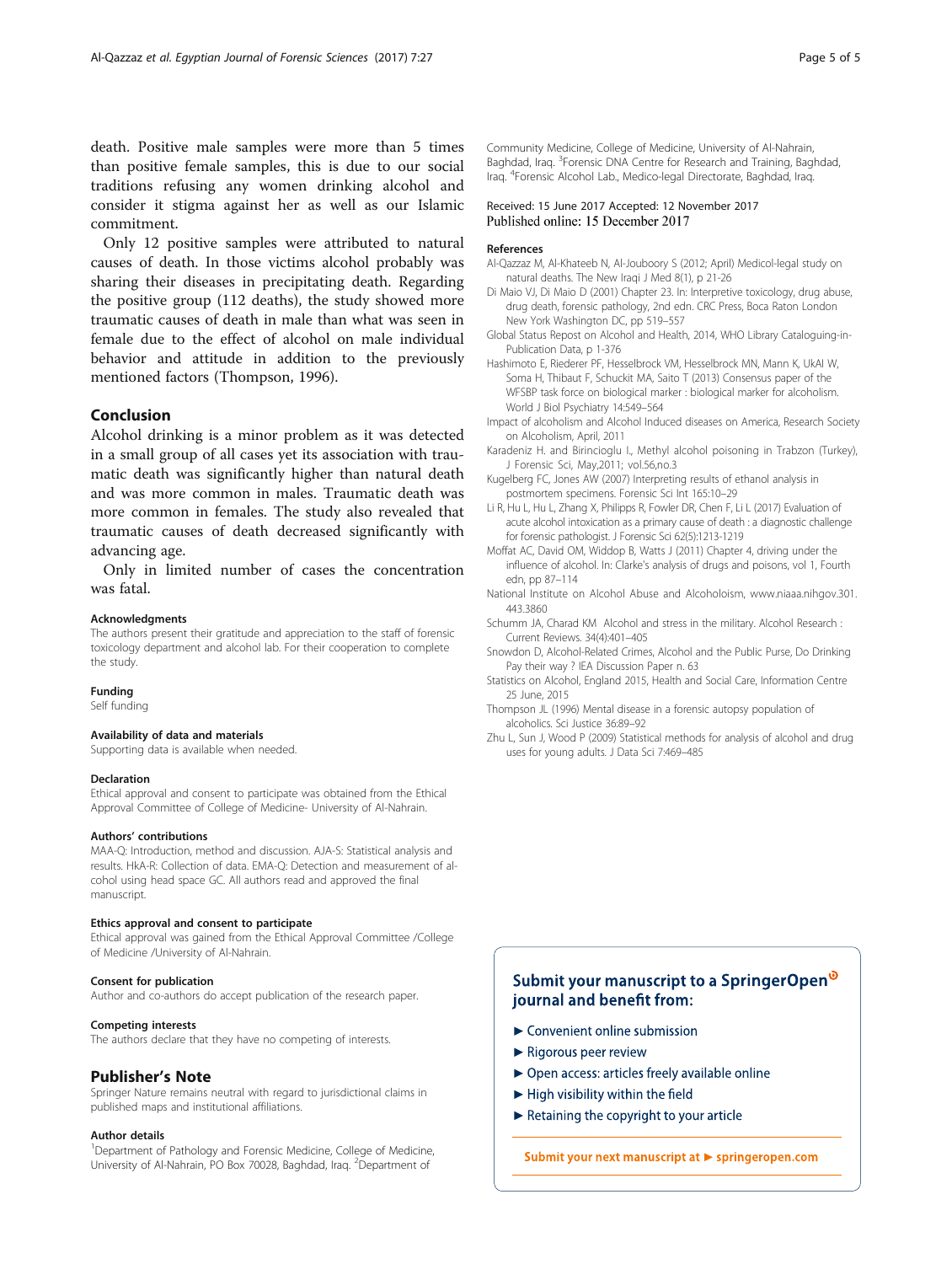death. Positive male samples were more than 5 times than positive female samples, this is due to our social traditions refusing any women drinking alcohol and consider it stigma against her as well as our Islamic commitment.

Only 12 positive samples were attributed to natural causes of death. In those victims alcohol probably was sharing their diseases in precipitating death. Regarding the positive group (112 deaths), the study showed more traumatic causes of death in male than what was seen in female due to the effect of alcohol on male individual behavior and attitude in addition to the previously mentioned factors (Thompson, 1996).

## Conclusion

Alcohol drinking is a minor problem as it was detected in a small group of all cases yet its association with traumatic death was significantly higher than natural death and was more common in males. Traumatic death was more common in females. The study also revealed that traumatic causes of death decreased significantly with advancing age.

Only in limited number of cases the concentration was fatal.

### Acknowledgments

The authors present their gratitude and appreciation to the staff of forensic toxicology department and alcohol lab. For their cooperation to complete the study.

### Funding

Self funding

### Availability of data and materials

Supporting data is available when needed.

### Declaration

Ethical approval and consent to participate was obtained from the Ethical Approval Committee of College of Medicine- University of Al-Nahrain.

### Authors' contributions

MAA-Q: Introduction, method and discussion. AJA-S: Statistical analysis and results. HkA-R: Collection of data. EMA-Q: Detection and measurement of alcohol using head space GC. All authors read and approved the final manuscript.

### Ethics approval and consent to participate

Ethical approval was gained from the Ethical Approval Committee /College of Medicine /University of Al-Nahrain.

### Consent for publication

Author and co-authors do accept publication of the research paper.

### Competing interests

The authors declare that they have no competing of interests.

## Publisher's Note

Springer Nature remains neutral with regard to jurisdictional claims in published maps and institutional affiliations.

### Author details

[1]Department of Pathology and Forensic Medicine, College of Medicine, University of Al-Nahrain, PO Box 70028, Baghdad, Iraq. [2]Department of Community Medicine, College of Medicine, University of Al-Nahrain, Baghdad, Iraq. [3]Forensic DNA Centre for Research and Training, Baghdad, Iraq. [4]Forensic Alcohol Lab., Medico-legal Directorate, Baghdad, Iraq.

Received: 15 June 2017 Accepted: 12 November 2017
Published online: 15 December 2017

### References

- Al-Qazzaz M, Al-Khateeb N, Al-Jouboory S (2012; April) Medicol-legal study on natural deaths. The New Iraqi J Med 8(1), p 21-26
- Di Maio VJ, Di Maio D (2001) Chapter 23. In: Interpretive toxicology, drug abuse, drug death, forensic pathology, 2nd edn. CRC Press, Boca Raton London New York Washington DC, pp 519–557
- Global Status Repost on Alcohol and Health, 2014, WHO Library Cataloguing-in-Publication Data, p 1-376
- Hashimoto E, Riederer PF, Hesselbrock VM, Hesselbrock MN, Mann K, UkAI W, Soma H, Thibaut F, Schuckit MA, Saito T (2013) Consensus paper of the WFSBP task force on biological marker : biological marker for alcoholism. World J Biol Psychiatry 14:549–564
- Impact of alcoholism and Alcohol Induced diseases on America, Research Society on Alcoholism, April, 2011
- Karadeniz H. and Birincioglu I., Methyl alcohol poisoning in Trabzon (Turkey), J Forensic Sci, May,2011; vol.56,no.3
- Kugelberg FC, Jones AW (2007) Interpreting results of ethanol analysis in postmortem specimens. Forensic Sci Int 165:10–29
- Li R, Hu L, Hu L, Zhang X, Philipps R, Fowler DR, Chen F, Li L (2017) Evaluation of acute alcohol intoxication as a primary cause of death : a diagnostic challenge for forensic pathologist. J Forensic Sci 62(5):1213-1219
- Moffat AC, David OM, Widdop B, Watts J (2011) Chapter 4, driving under the influence of alcohol. In: Clarke's analysis of drugs and poisons, vol 1, Fourth edn, pp 87–114
- National Institute on Alcohol Abuse and Alcoholoism, www.niaaa.nihgov.301.443.3860
- Schumm JA, Charad KM Alcohol and stress in the military. Alcohol Research : Current Reviews. 34(4):401–405
- Snowdon D, Alcohol-Related Crimes, Alcohol and the Public Purse, Do Drinking Pay their way ? IEA Discussion Paper n. 63
- Statistics on Alcohol, England 2015, Health and Social Care, Information Centre 25 June, 2015
- Thompson JL (1996) Mental disease in a forensic autopsy population of alcoholics. Sci Justice 36:89–92
- Zhu L, Sun J, Wood P (2009) Statistical methods for analysis of alcohol and drug uses for young adults. J Data Sci 7:469–485